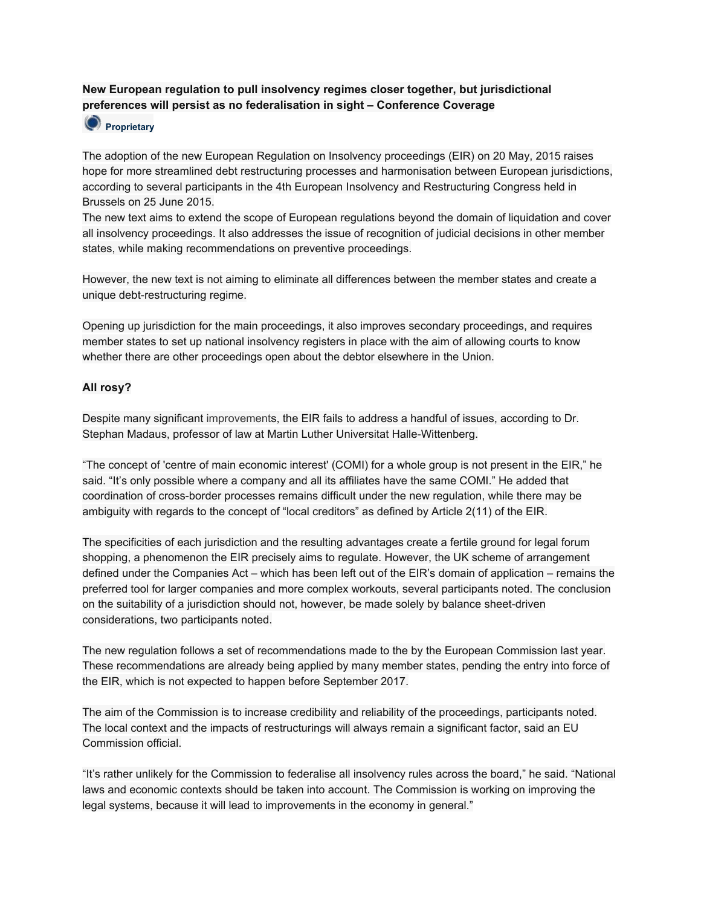**New European regulation to pull insolvency regimes closer together, but jurisdictional preferences will persist as no federalisation in sight – Conference Coverage**

**Proprietary**

The adoption of the new European Regulation on Insolvency proceedings (EIR) on 20 May, 2015 raises hope for more streamlined debt restructuring processes and harmonisation between European jurisdictions, according to several participants in the 4th European Insolvency and Restructuring Congress held in Brussels on 25 June 2015.
The new text aims to extend the scope of European regulations beyond the domain of liquidation and cover all insolvency proceedings. It also addresses the issue of recognition of judicial decisions in other member states, while making recommendations on preventive proceedings.

However, the new text is not aiming to eliminate all differences between the member states and create a unique debt-restructuring regime.

Opening up jurisdiction for the main proceedings, it also improves secondary proceedings, and requires member states to set up national insolvency registers in place with the aim of allowing courts to know whether there are other proceedings open about the debtor elsewhere in the Union.

**All rosy?**

Despite many significant improvements, the EIR fails to address a handful of issues, according to Dr. Stephan Madaus, professor of law at Martin Luther Universitat Halle-Wittenberg.

"The concept of 'centre of main economic interest' (COMI) for a whole group is not present in the EIR," he said. "It's only possible where a company and all its affiliates have the same COMI." He added that coordination of cross-border processes remains difficult under the new regulation, while there may be ambiguity with regards to the concept of "local creditors" as defined by Article 2(11) of the EIR.

The specificities of each jurisdiction and the resulting advantages create a fertile ground for legal forum shopping, a phenomenon the EIR precisely aims to regulate. However, the UK scheme of arrangement defined under the Companies Act – which has been left out of the EIR's domain of application – remains the preferred tool for larger companies and more complex workouts, several participants noted. The conclusion on the suitability of a jurisdiction should not, however, be made solely by balance sheet-driven considerations, two participants noted.

The new regulation follows a set of recommendations made to the by the European Commission last year. These recommendations are already being applied by many member states, pending the entry into force of the EIR, which is not expected to happen before September 2017.

The aim of the Commission is to increase credibility and reliability of the proceedings, participants noted. The local context and the impacts of restructurings will always remain a significant factor, said an EU Commission official.

"It's rather unlikely for the Commission to federalise all insolvency rules across the board," he said. "National laws and economic contexts should be taken into account. The Commission is working on improving the legal systems, because it will lead to improvements in the economy in general."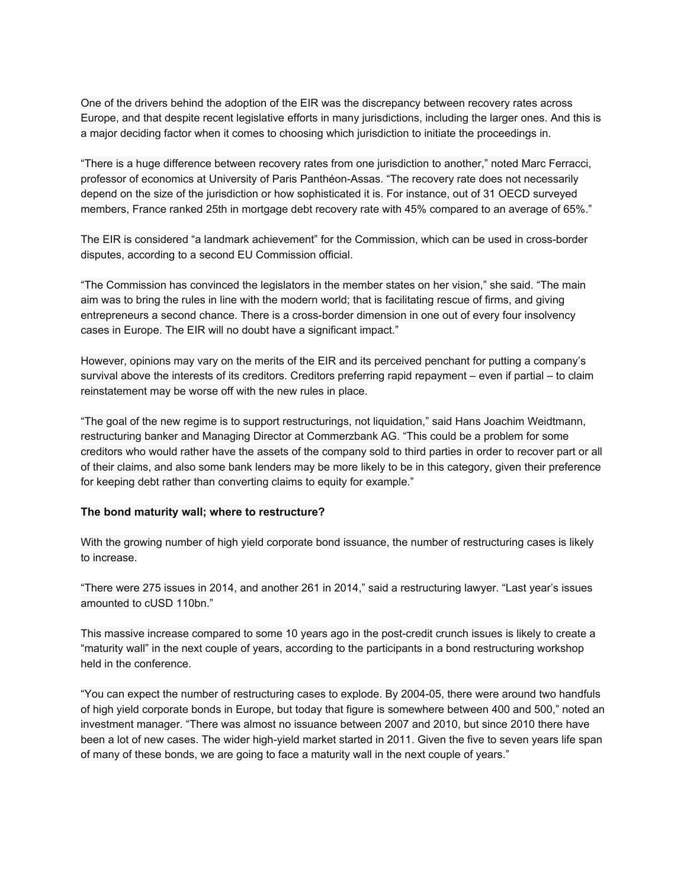One of the drivers behind the adoption of the EIR was the discrepancy between recovery rates across Europe, and that despite recent legislative efforts in many jurisdictions, including the larger ones. And this is a major deciding factor when it comes to choosing which jurisdiction to initiate the proceedings in.

“There is a huge difference between recovery rates from one jurisdiction to another,” noted Marc Ferracci, professor of economics at University of Paris Panthéon-Assas. “The recovery rate does not necessarily depend on the size of the jurisdiction or how sophisticated it is. For instance, out of 31 OECD surveyed members, France ranked 25th in mortgage debt recovery rate with 45% compared to an average of 65%.”

The EIR is considered “a landmark achievement” for the Commission, which can be used in cross-border disputes, according to a second EU Commission official.

“The Commission has convinced the legislators in the member states on her vision,” she said. “The main aim was to bring the rules in line with the modern world; that is facilitating rescue of firms, and giving entrepreneurs a second chance. There is a cross-border dimension in one out of every four insolvency cases in Europe. The EIR will no doubt have a significant impact.”

However, opinions may vary on the merits of the EIR and its perceived penchant for putting a company’s survival above the interests of its creditors. Creditors preferring rapid repayment – even if partial – to claim reinstatement may be worse off with the new rules in place.

“The goal of the new regime is to support restructurings, not liquidation,” said Hans Joachim Weidtmann, restructuring banker and Managing Director at Commerzbank AG. “This could be a problem for some creditors who would rather have the assets of the company sold to third parties in order to recover part or all of their claims, and also some bank lenders may be more likely to be in this category, given their preference for keeping debt rather than converting claims to equity for example.”

**The bond maturity wall; where to restructure?**

With the growing number of high yield corporate bond issuance, the number of restructuring cases is likely to increase.

“There were 275 issues in 2014, and another 261 in 2014,” said a restructuring lawyer. “Last year’s issues amounted to cUSD 110bn.”

This massive increase compared to some 10 years ago in the post-credit crunch issues is likely to create a “maturity wall” in the next couple of years, according to the participants in a bond restructuring workshop held in the conference.

“You can expect the number of restructuring cases to explode. By 2004-05, there were around two handfuls of high yield corporate bonds in Europe, but today that figure is somewhere between 400 and 500,” noted an investment manager. “There was almost no issuance between 2007 and 2010, but since 2010 there have been a lot of new cases. The wider high-yield market started in 2011. Given the five to seven years life span of many of these bonds, we are going to face a maturity wall in the next couple of years.”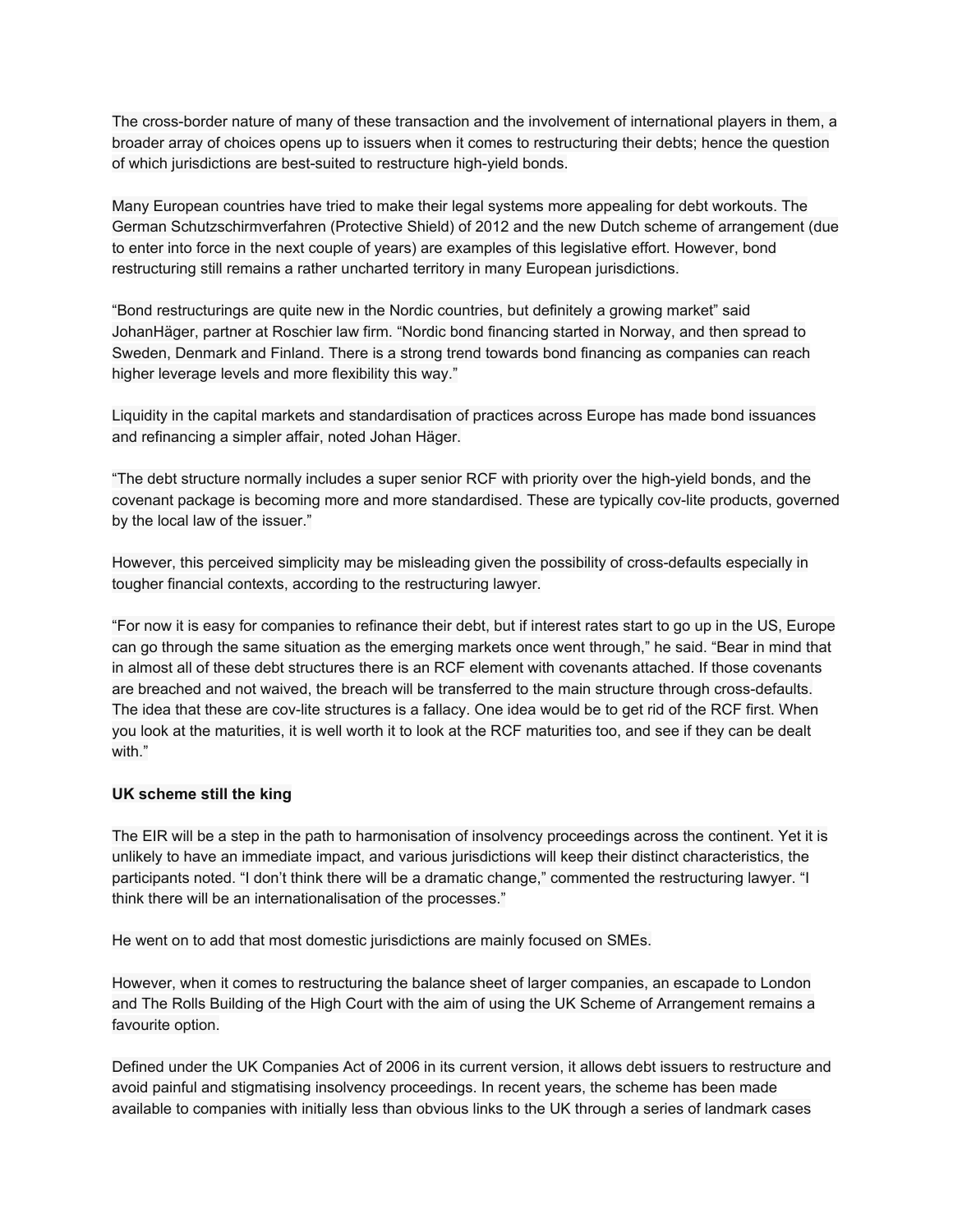The cross-border nature of many of these transaction and the involvement of international players in them, a broader array of choices opens up to issuers when it comes to restructuring their debts; hence the question of which jurisdictions are best-suited to restructure high-yield bonds.

Many European countries have tried to make their legal systems more appealing for debt workouts. The German Schutzschirmverfahren (Protective Shield) of 2012 and the new Dutch scheme of arrangement (due to enter into force in the next couple of years) are examples of this legislative effort. However, bond restructuring still remains a rather uncharted territory in many European jurisdictions.

“Bond restructurings are quite new in the Nordic countries, but definitely a growing market” said JohanHäger, partner at Roschier law firm. “Nordic bond financing started in Norway, and then spread to Sweden, Denmark and Finland. There is a strong trend towards bond financing as companies can reach higher leverage levels and more flexibility this way.”

Liquidity in the capital markets and standardisation of practices across Europe has made bond issuances and refinancing a simpler affair, noted Johan Häger.

“The debt structure normally includes a super senior RCF with priority over the high-yield bonds, and the covenant package is becoming more and more standardised. These are typically cov-lite products, governed by the local law of the issuer.”

However, this perceived simplicity may be misleading given the possibility of cross-defaults especially in tougher financial contexts, according to the restructuring lawyer.

“For now it is easy for companies to refinance their debt, but if interest rates start to go up in the US, Europe can go through the same situation as the emerging markets once went through,” he said. “Bear in mind that in almost all of these debt structures there is an RCF element with covenants attached. If those covenants are breached and not waived, the breach will be transferred to the main structure through cross-defaults. The idea that these are cov-lite structures is a fallacy. One idea would be to get rid of the RCF first. When you look at the maturities, it is well worth it to look at the RCF maturities too, and see if they can be dealt with.”

**UK scheme still the king**

The EIR will be a step in the path to harmonisation of insolvency proceedings across the continent. Yet it is unlikely to have an immediate impact, and various jurisdictions will keep their distinct characteristics, the participants noted. “I don’t think there will be a dramatic change,” commented the restructuring lawyer. “I think there will be an internationalisation of the processes.”

He went on to add that most domestic jurisdictions are mainly focused on SMEs.

However, when it comes to restructuring the balance sheet of larger companies, an escapade to London and The Rolls Building of the High Court with the aim of using the UK Scheme of Arrangement remains a favourite option.

Defined under the UK Companies Act of 2006 in its current version, it allows debt issuers to restructure and avoid painful and stigmatising insolvency proceedings. In recent years, the scheme has been made available to companies with initially less than obvious links to the UK through a series of landmark cases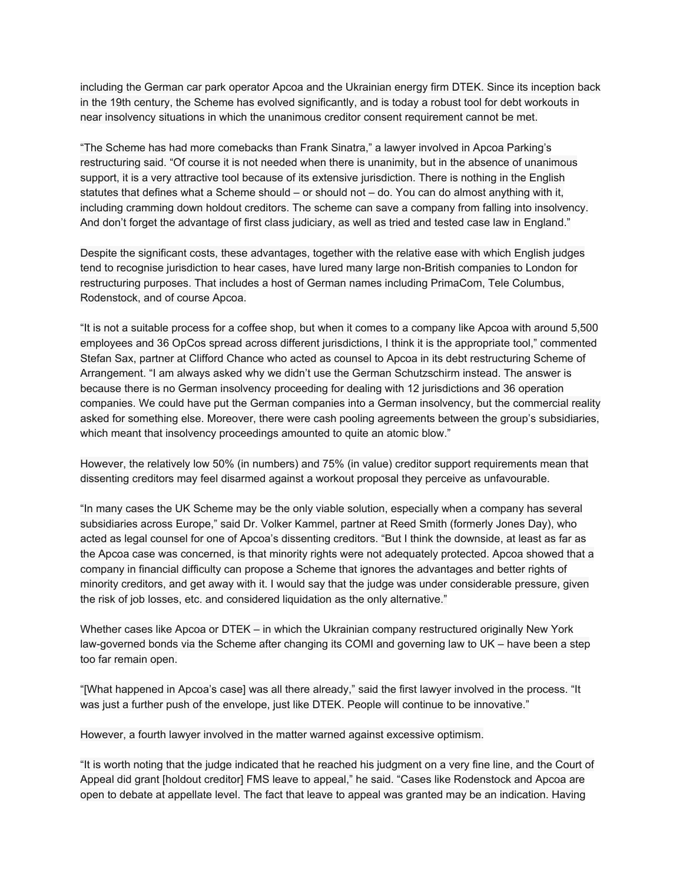including the German car park operator Apcoa and the Ukrainian energy firm DTEK. Since its inception back in the 19th century, the Scheme has evolved significantly, and is today a robust tool for debt workouts in near insolvency situations in which the unanimous creditor consent requirement cannot be met.

"The Scheme has had more comebacks than Frank Sinatra," a lawyer involved in Apcoa Parking's restructuring said. "Of course it is not needed when there is unanimity, but in the absence of unanimous support, it is a very attractive tool because of its extensive jurisdiction. There is nothing in the English statutes that defines what a Scheme should – or should not – do. You can do almost anything with it, including cramming down holdout creditors. The scheme can save a company from falling into insolvency. And don't forget the advantage of first class judiciary, as well as tried and tested case law in England."

Despite the significant costs, these advantages, together with the relative ease with which English judges tend to recognise jurisdiction to hear cases, have lured many large non-British companies to London for restructuring purposes. That includes a host of German names including PrimaCom, Tele Columbus, Rodenstock, and of course Apcoa.

"It is not a suitable process for a coffee shop, but when it comes to a company like Apcoa with around 5,500 employees and 36 OpCos spread across different jurisdictions, I think it is the appropriate tool," commented Stefan Sax, partner at Clifford Chance who acted as counsel to Apcoa in its debt restructuring Scheme of Arrangement. "I am always asked why we didn't use the German Schutzschirm instead. The answer is because there is no German insolvency proceeding for dealing with 12 jurisdictions and 36 operation companies. We could have put the German companies into a German insolvency, but the commercial reality asked for something else. Moreover, there were cash pooling agreements between the group's subsidiaries, which meant that insolvency proceedings amounted to quite an atomic blow."

However, the relatively low 50% (in numbers) and 75% (in value) creditor support requirements mean that dissenting creditors may feel disarmed against a workout proposal they perceive as unfavourable.

"In many cases the UK Scheme may be the only viable solution, especially when a company has several subsidiaries across Europe," said Dr. Volker Kammel, partner at Reed Smith (formerly Jones Day), who acted as legal counsel for one of Apcoa's dissenting creditors. "But I think the downside, at least as far as the Apcoa case was concerned, is that minority rights were not adequately protected. Apcoa showed that a company in financial difficulty can propose a Scheme that ignores the advantages and better rights of minority creditors, and get away with it. I would say that the judge was under considerable pressure, given the risk of job losses, etc. and considered liquidation as the only alternative."

Whether cases like Apcoa or DTEK – in which the Ukrainian company restructured originally New York law-governed bonds via the Scheme after changing its COMI and governing law to UK – have been a step too far remain open.

"[What happened in Apcoa's case] was all there already," said the first lawyer involved in the process. "It was just a further push of the envelope, just like DTEK. People will continue to be innovative."

However, a fourth lawyer involved in the matter warned against excessive optimism.

"It is worth noting that the judge indicated that he reached his judgment on a very fine line, and the Court of Appeal did grant [holdout creditor] FMS leave to appeal," he said. "Cases like Rodenstock and Apcoa are open to debate at appellate level. The fact that leave to appeal was granted may be an indication. Having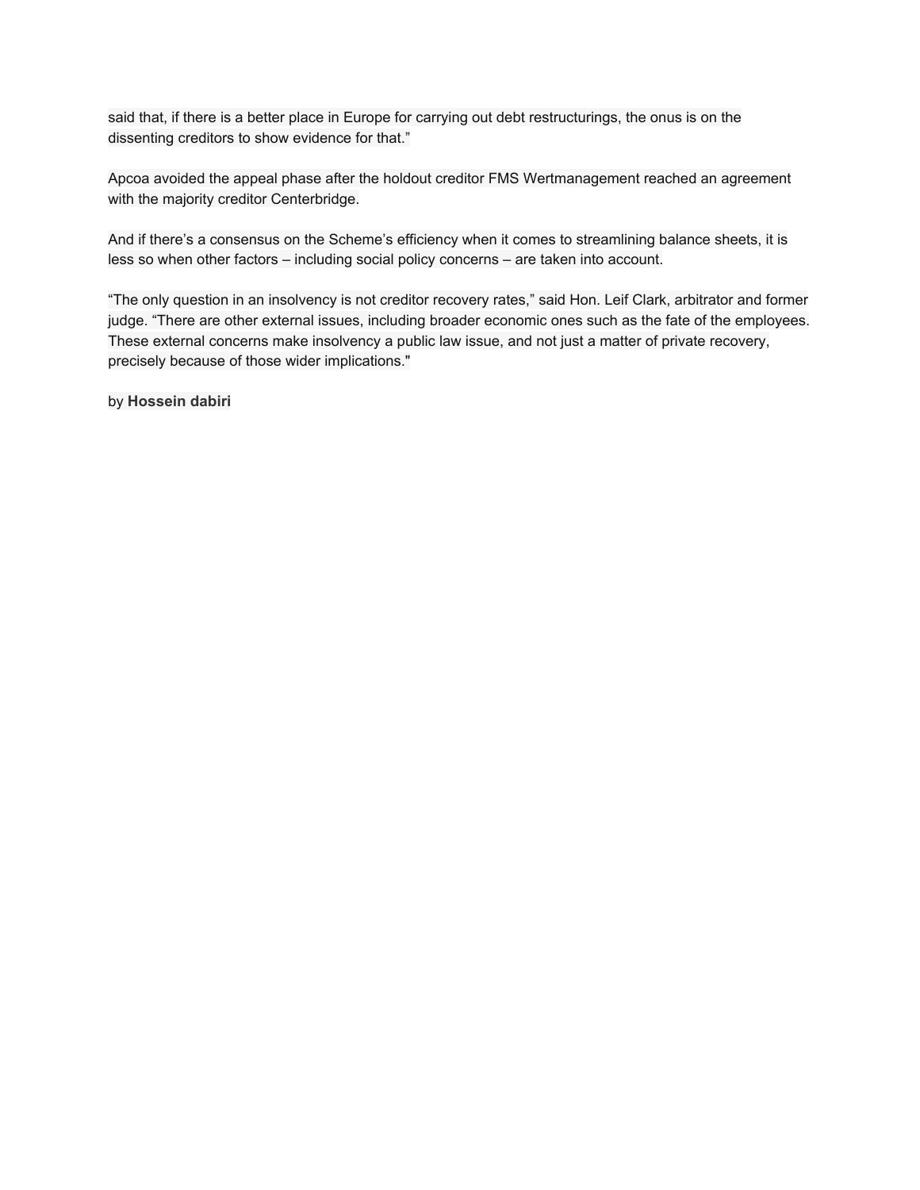said that, if there is a better place in Europe for carrying out debt restructurings, the onus is on the dissenting creditors to show evidence for that."

Apcoa avoided the appeal phase after the holdout creditor FMS Wertmanagement reached an agreement with the majority creditor Centerbridge.

And if there's a consensus on the Scheme's efficiency when it comes to streamlining balance sheets, it is less so when other factors – including social policy concerns – are taken into account.

"The only question in an insolvency is not creditor recovery rates," said Hon. Leif Clark, arbitrator and former judge. "There are other external issues, including broader economic ones such as the fate of the employees. These external concerns make insolvency a public law issue, and not just a matter of private recovery, precisely because of those wider implications."

by **Hossein dabiri**